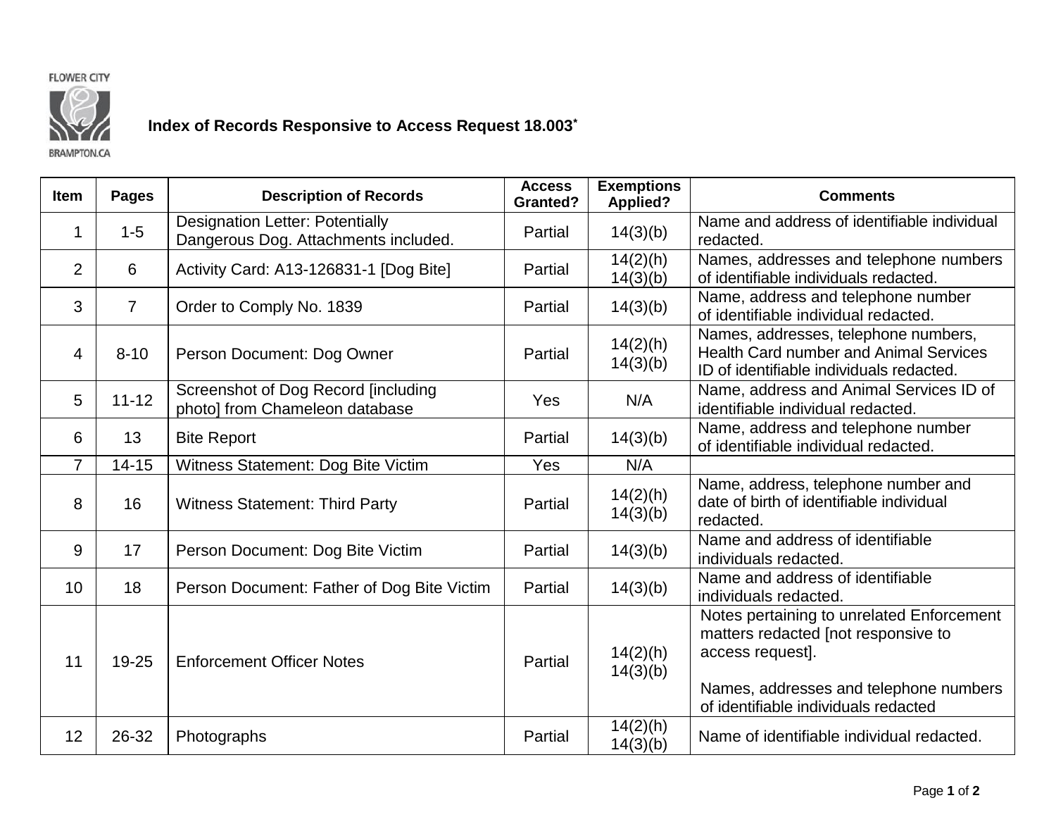FLOWER CITY

BRAMPTON.CA

# Index of Records Responsive to Access Request 18.003*

| Item | Pages | Description of Records | Access Granted? | Exemptions Applied? | Comments |
|---|---|---|---|---|---|
| 1 | 1-5 | Designation Letter: Potentially Dangerous Dog. Attachments included. | Partial | 14(3)(b) | Name and address of identifiable individual redacted. |
| 2 | 6 | Activity Card: A13-126831-1 [Dog Bite] | Partial | 14(2)(h) 14(3)(b) | Names, addresses and telephone numbers of identifiable individuals redacted. |
| 3 | 7 | Order to Comply No. 1839 | Partial | 14(3)(b) | Name, address and telephone number of identifiable individual redacted. |
| 4 | 8-10 | Person Document: Dog Owner | Partial | 14(2)(h) 14(3)(b) | Names, addresses, telephone numbers, Health Card number and Animal Services ID of identifiable individuals redacted. |
| 5 | 11-12 | Screenshot of Dog Record [including photo] from Chameleon database | Yes | N/A | Name, address and Animal Services ID of identifiable individual redacted. |
| 6 | 13 | Bite Report | Partial | 14(3)(b) | Name, address and telephone number of identifiable individual redacted. |
| 7 | 14-15 | Witness Statement: Dog Bite Victim | Yes | N/A | |
| 8 | 16 | Witness Statement: Third Party | Partial | 14(2)(h) 14(3)(b) | Name, address, telephone number and date of birth of identifiable individual redacted. |
| 9 | 17 | Person Document: Dog Bite Victim | Partial | 14(3)(b) | Name and address of identifiable individuals redacted. |
| 10 | 18 | Person Document: Father of Dog Bite Victim | Partial | 14(3)(b) | Name and address of identifiable individuals redacted. |
| 11 | 19-25 | Enforcement Officer Notes | Partial | 14(2)(h) 14(3)(b) | Notes pertaining to unrelated Enforcement matters redacted [not responsive to access request]. Names, addresses and telephone numbers of identifiable individuals redacted |
| 12 | 26-32 | Photographs | Partial | 14(2)(h) 14(3)(b) | Name of identifiable individual redacted. |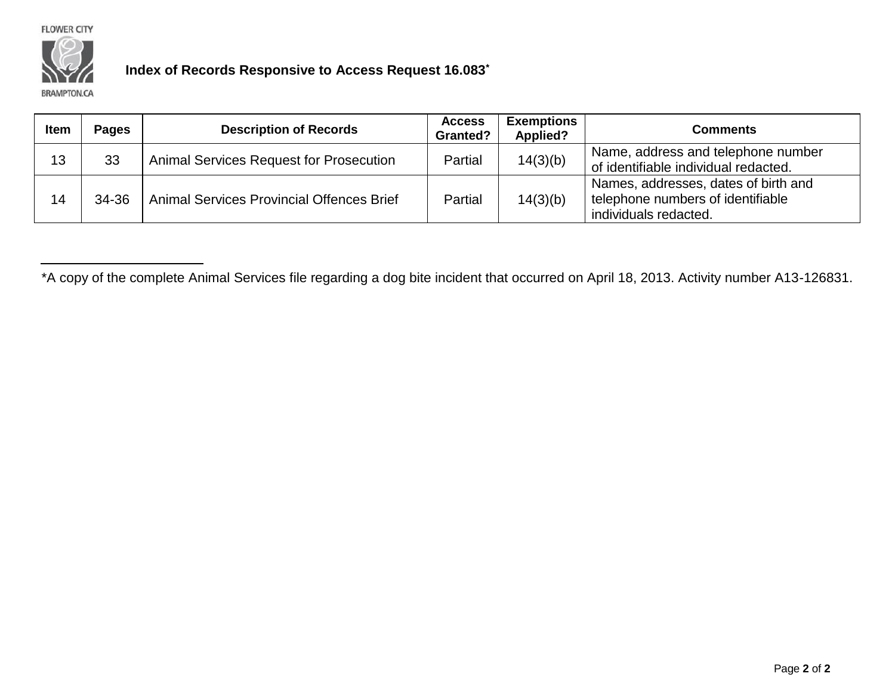FLOWER CITY

BRAMPTON.CA

**Index of Records Responsive to Access Request 16.083***

| Item | Pages | Description of Records | Access Granted? | Exemptions Applied? | Comments |
|---|---|---|---|---|---|
| 13 | 33 | Animal Services Request for Prosecution | Partial | 14(3)(b) | Name, address and telephone number of identifiable individual redacted. |
| 14 | 34-36 | Animal Services Provincial Offences Brief | Partial | 14(3)(b) | Names, addresses, dates of birth and telephone numbers of identifiable individuals redacted. |

---

*A copy of the complete Animal Services file regarding a dog bite incident that occurred on April 18, 2013. Activity number A13-126831.